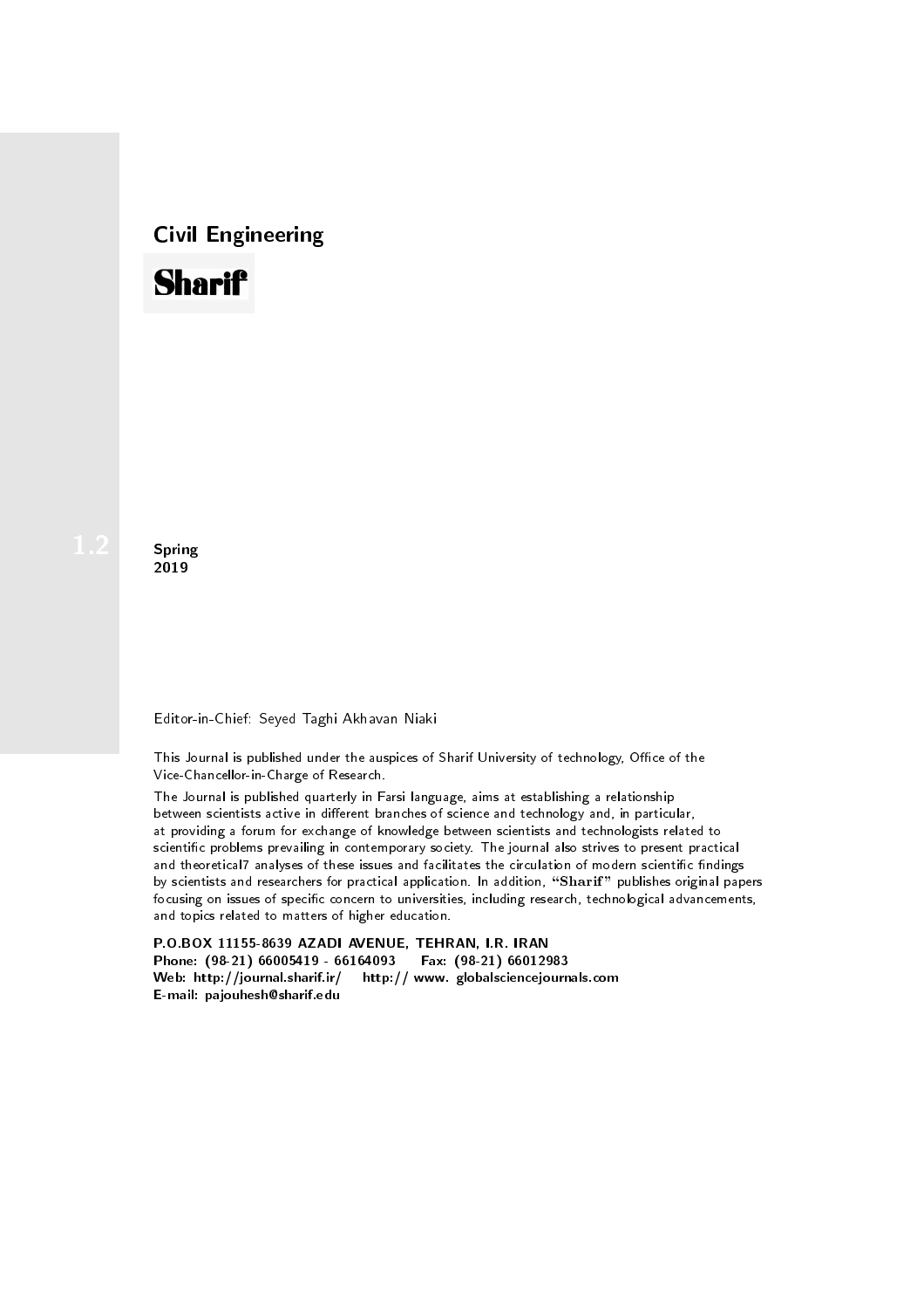# Civil Engineering

# Sharif

1.2

**Spring**
**2019**

Editor-in-Chief: Seyed Taghi Akhavan Niaki

This Journal is published under the auspices of Sharif University of technology, Office of the Vice-Chancellor-in-Charge of Research.

The Journal is published quarterly in Farsi language, aims at establishing a relationship between scientists active in different branches of science and technology and, in particular, at providing a forum for exchange of knowledge between scientists and technologists related to scientific problems prevailing in contemporary society. The journal also strives to present practical and theoretical7 analyses of these issues and facilitates the circulation of modern scientific findings by scientists and researchers for practical application. In addition, "**Sharif**" publishes original papers focusing on issues of specific concern to universities, including research, technological advancements, and topics related to matters of higher education.

**P.O.BOX 11155-8639 AZADI AVENUE, TEHRAN, I.R. IRAN**
**Phone: (98-21) 66005419 - 66164093 Fax: (98-21) 66012983**
**Web: http://journal.sharif.ir/ http:// www. globalsciencejournals.com**
**E-mail: pajouhesh@sharif.edu**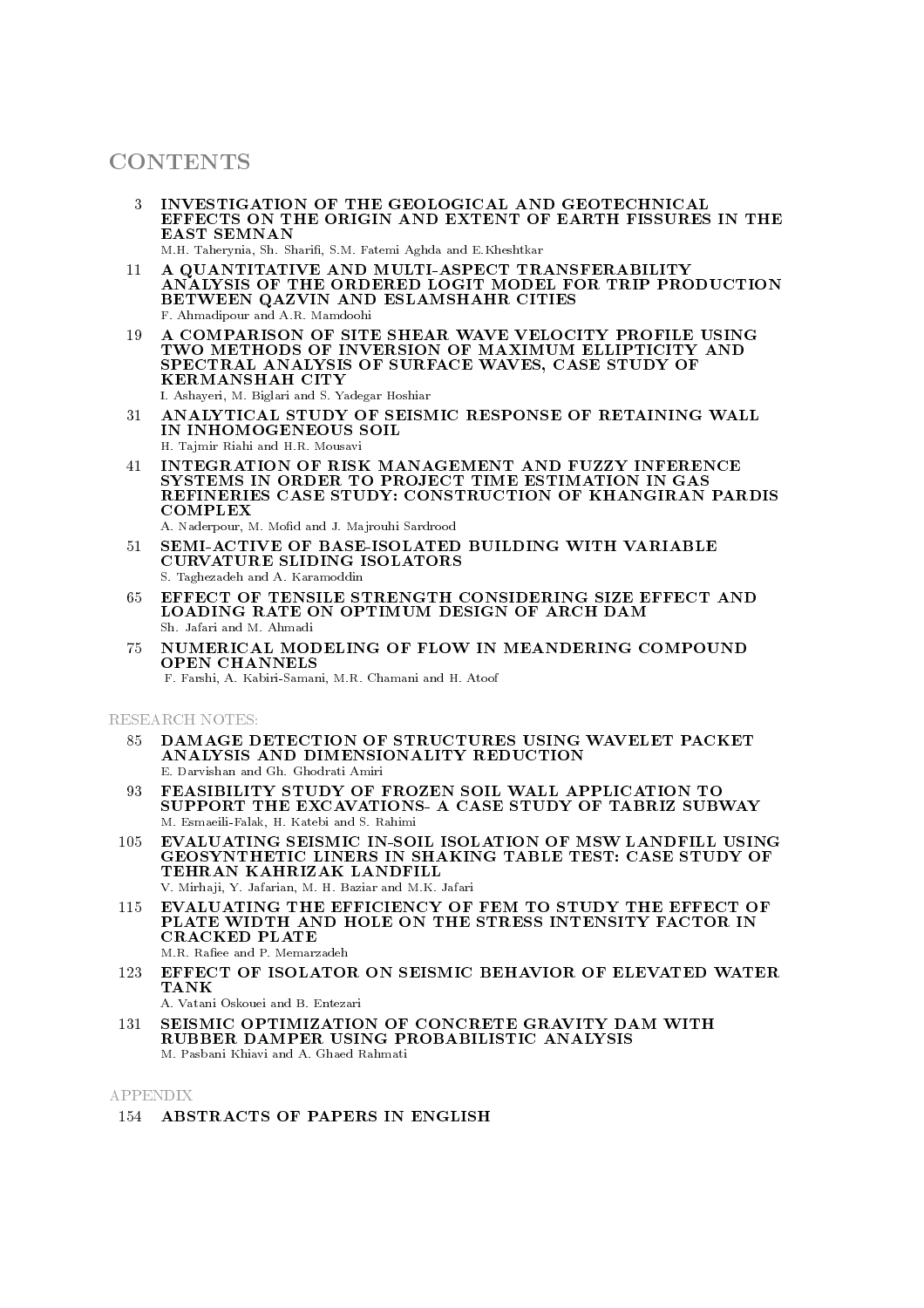# CONTENTS

3 **INVESTIGATION OF THE GEOLOGICAL AND GEOTECHNICAL EFFECTS ON THE ORIGIN AND EXTENT OF EARTH FISSURES IN THE EAST SEMNAN**
M.H. Taherynia, Sh. Sharifi, S.M. Fatemi Aghda and E.Kheshtkar

11 **A QUANTITATIVE AND MULTI-ASPECT TRANSFERABILITY ANALYSIS OF THE ORDERED LOGIT MODEL FOR TRIP PRODUCTION BETWEEN QAZVIN AND ESLAMSHAHR CITIES**
F. Ahmadipour and A.R. Mamdoohi

19 **A COMPARISON OF SITE SHEAR WAVE VELOCITY PROFILE USING TWO METHODS OF INVERSION OF MAXIMUM ELLIPTICITY AND SPECTRAL ANALYSIS OF SURFACE WAVES, CASE STUDY OF KERMANSHAH CITY**
I. Ashayeri, M. Biglari and S. Yadegar Hoshiar

31 **ANALYTICAL STUDY OF SEISMIC RESPONSE OF RETAINING WALL IN INHOMOGENEOUS SOIL**
H. Tajmir Riahi and H.R. Mousavi

41 **INTEGRATION OF RISK MANAGEMENT AND FUZZY INFERENCE SYSTEMS IN ORDER TO PROJECT TIME ESTIMATION IN GAS REFINERIES CASE STUDY: CONSTRUCTION OF KHANGIRAN PARDIS COMPLEX**
A. Naderpour, M. Mofid and J. Majrouhi Sardrood

51 **SEMI-ACTIVE OF BASE-ISOLATED BUILDING WITH VARIABLE CURVATURE SLIDING ISOLATORS**
S. Taghezadeh and A. Karamoddin

65 **EFFECT OF TENSILE STRENGTH CONSIDERING SIZE EFFECT AND LOADING RATE ON OPTIMUM DESIGN OF ARCH DAM**
Sh. Jafari and M. Ahmadi

75 **NUMERICAL MODELING OF FLOW IN MEANDERING COMPOUND OPEN CHANNELS**
F. Farshi, A. Kabiri-Samani, M.R. Chamani and H. Atoof

## RESEARCH NOTES:

85 **DAMAGE DETECTION OF STRUCTURES USING WAVELET PACKET ANALYSIS AND DIMENSIONALITY REDUCTION**
E. Darvishan and Gh. Ghodrati Amiri

93 **FEASIBILITY STUDY OF FROZEN SOIL WALL APPLICATION TO SUPPORT THE EXCAVATIONS- A CASE STUDY OF TABRIZ SUBWAY**
M. Esmaeili-Falak, H. Katebi and S. Rahimi

105 **EVALUATING SEISMIC IN-SOIL ISOLATION OF MSW LANDFILL USING GEOSYNTHETIC LINERS IN SHAKING TABLE TEST: CASE STUDY OF TEHRAN KAHRIZAK LANDFILL**
V. Mirhaji, Y. Jafarian, M. H. Baziar and M.K. Jafari

115 **EVALUATING THE EFFICIENCY OF FEM TO STUDY THE EFFECT OF PLATE WIDTH AND HOLE ON THE STRESS INTENSITY FACTOR IN CRACKED PLATE**
M.R. Rafiee and P. Memarzadeh

123 **EFFECT OF ISOLATOR ON SEISMIC BEHAVIOR OF ELEVATED WATER TANK**
A. Vatani Oskouei and B. Entezari

131 **SEISMIC OPTIMIZATION OF CONCRETE GRAVITY DAM WITH RUBBER DAMPER USING PROBABILISTIC ANALYSIS**
M. Pasbani Khiavi and A. Ghaed Rahmati

## APPENDIX

154 **ABSTRACTS OF PAPERS IN ENGLISH**